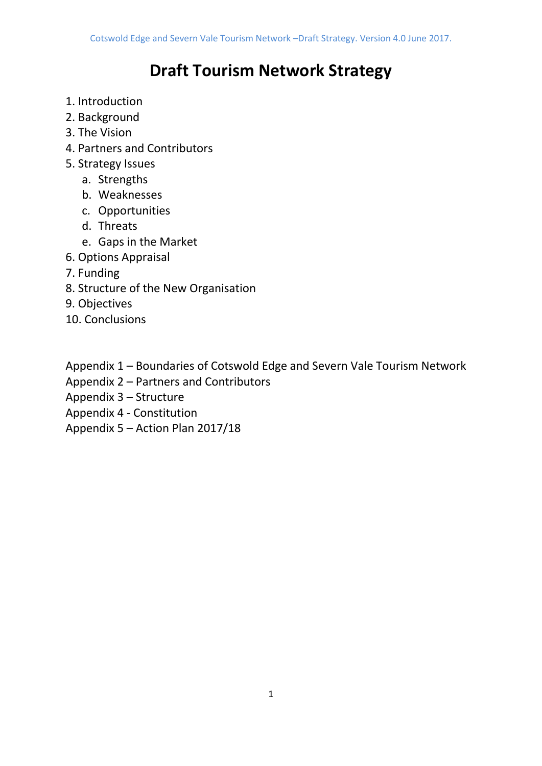# Draft Tourism Network Strategy

1. Introduction
2. Background
3. The Vision
4. Partners and Contributors
5. Strategy Issues
   a. Strengths
   b. Weaknesses
   c. Opportunities
   d. Threats
   e. Gaps in the Market
6. Options Appraisal
7. Funding
8. Structure of the New Organisation
9. Objectives
10. Conclusions

Appendix 1 – Boundaries of Cotswold Edge and Severn Vale Tourism Network
Appendix 2 – Partners and Contributors
Appendix 3 – Structure
Appendix 4 - Constitution
Appendix 5 – Action Plan 2017/18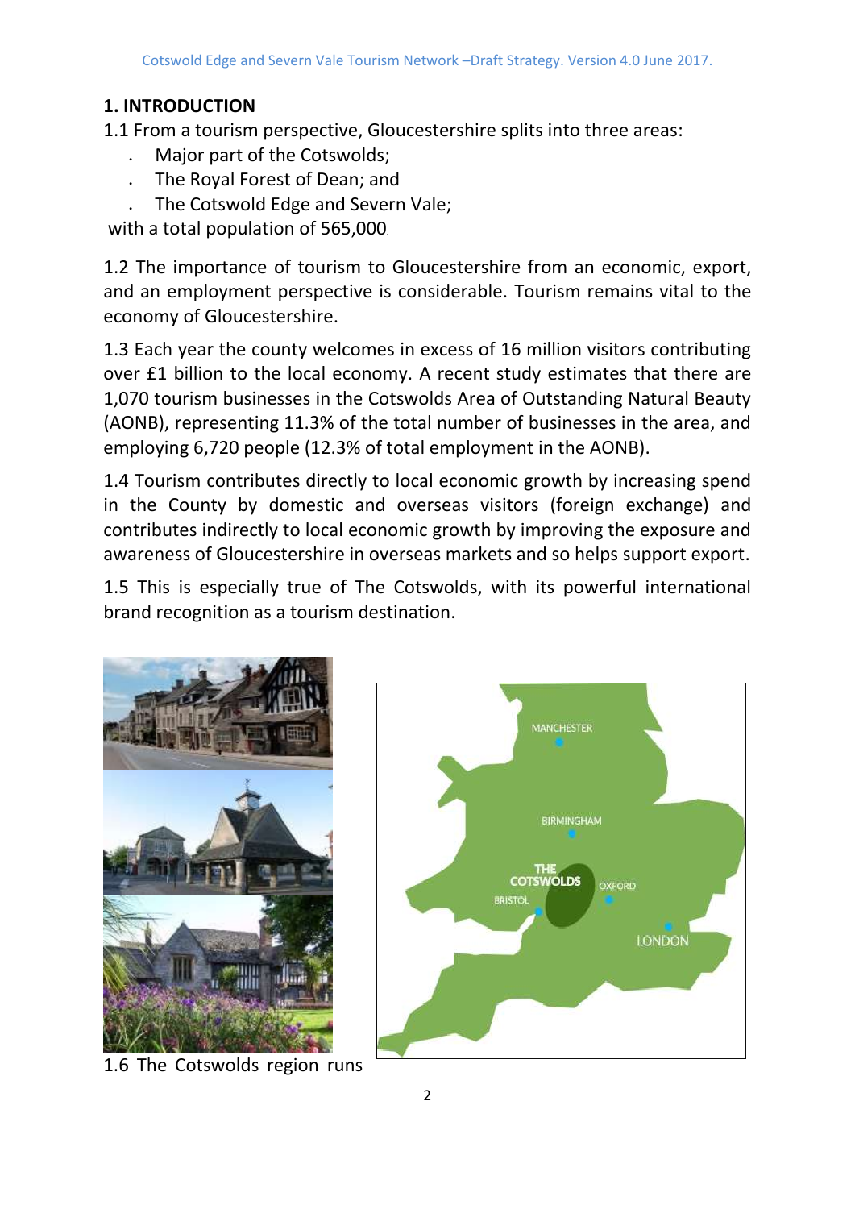## 1. INTRODUCTION

1.1 From a tourism perspective, Gloucestershire splits into three areas:

- Major part of the Cotswolds;
- The Royal Forest of Dean; and
- The Cotswold Edge and Severn Vale;

with a total population of 565,000.

1.2 The importance of tourism to Gloucestershire from an economic, export, and an employment perspective is considerable. Tourism remains vital to the economy of Gloucestershire.

1.3 Each year the county welcomes in excess of 16 million visitors contributing over £1 billion to the local economy. A recent study estimates that there are 1,070 tourism businesses in the Cotswolds Area of Outstanding Natural Beauty (AONB), representing 11.3% of the total number of businesses in the area, and employing 6,720 people (12.3% of total employment in the AONB).

1.4 Tourism contributes directly to local economic growth by increasing spend in the County by domestic and overseas visitors (foreign exchange) and contributes indirectly to local economic growth by improving the exposure and awareness of Gloucestershire in overseas markets and so helps support export.

1.5 This is especially true of The Cotswolds, with its powerful international brand recognition as a tourism destination.

1.6 The Cotswolds region runs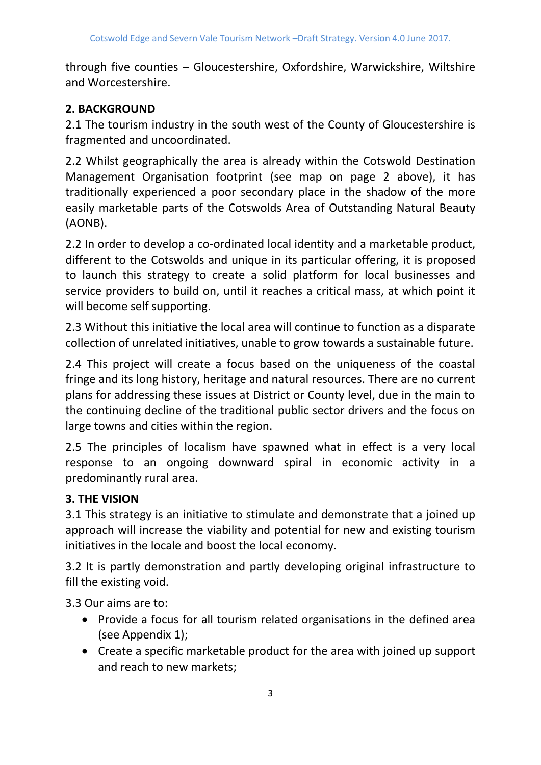through five counties – Gloucestershire, Oxfordshire, Warwickshire, Wiltshire and Worcestershire.

## 2. BACKGROUND

2.1 The tourism industry in the south west of the County of Gloucestershire is fragmented and uncoordinated.

2.2 Whilst geographically the area is already within the Cotswold Destination Management Organisation footprint (see map on page 2 above), it has traditionally experienced a poor secondary place in the shadow of the more easily marketable parts of the Cotswolds Area of Outstanding Natural Beauty (AONB).

2.2 In order to develop a co-ordinated local identity and a marketable product, different to the Cotswolds and unique in its particular offering, it is proposed to launch this strategy to create a solid platform for local businesses and service providers to build on, until it reaches a critical mass, at which point it will become self supporting.

2.3 Without this initiative the local area will continue to function as a disparate collection of unrelated initiatives, unable to grow towards a sustainable future.

2.4 This project will create a focus based on the uniqueness of the coastal fringe and its long history, heritage and natural resources. There are no current plans for addressing these issues at District or County level, due in the main to the continuing decline of the traditional public sector drivers and the focus on large towns and cities within the region.

2.5 The principles of localism have spawned what in effect is a very local response to an ongoing downward spiral in economic activity in a predominantly rural area.

## 3. THE VISION

3.1 This strategy is an initiative to stimulate and demonstrate that a joined up approach will increase the viability and potential for new and existing tourism initiatives in the locale and boost the local economy.

3.2 It is partly demonstration and partly developing original infrastructure to fill the existing void.

3.3 Our aims are to:

- Provide a focus for all tourism related organisations in the defined area (see Appendix 1);
- Create a specific marketable product for the area with joined up support and reach to new markets;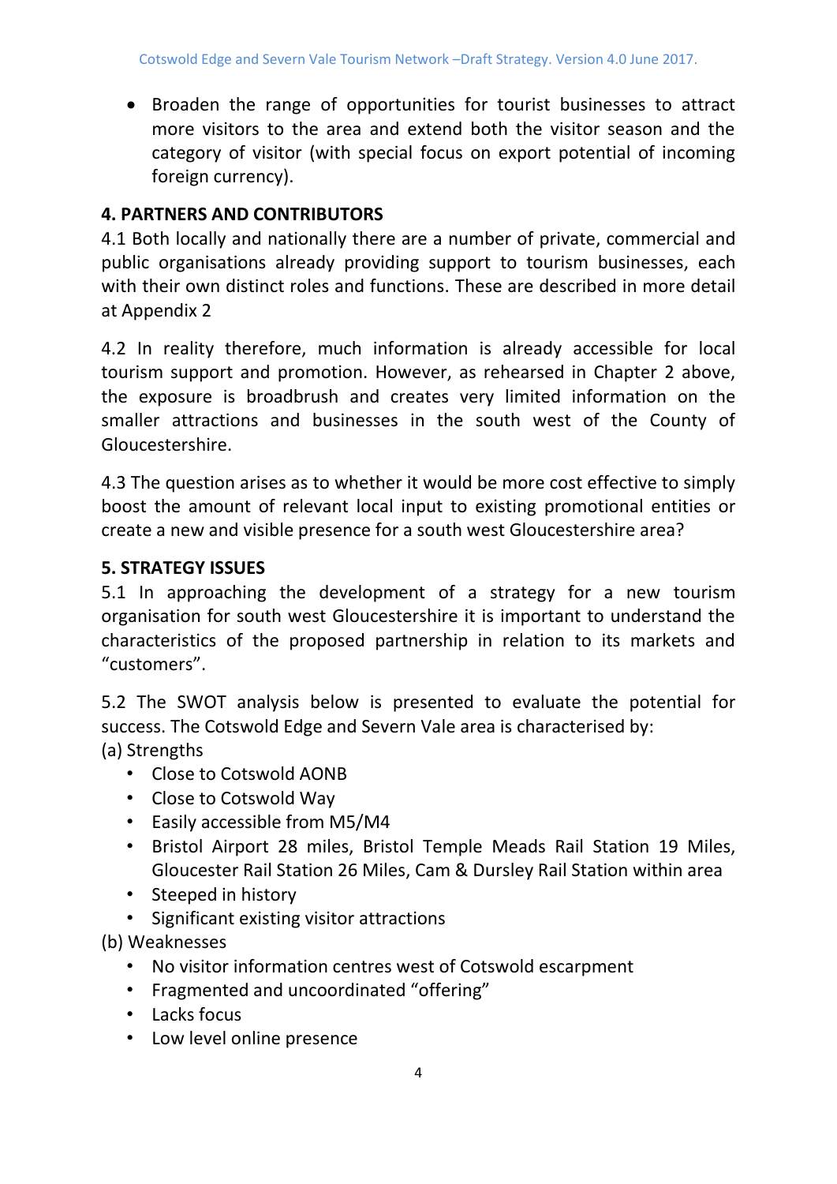- Broaden the range of opportunities for tourist businesses to attract more visitors to the area and extend both the visitor season and the category of visitor (with special focus on export potential of incoming foreign currency).

## 4. PARTNERS AND CONTRIBUTORS

4.1 Both locally and nationally there are a number of private, commercial and public organisations already providing support to tourism businesses, each with their own distinct roles and functions. These are described in more detail at Appendix 2

4.2 In reality therefore, much information is already accessible for local tourism support and promotion. However, as rehearsed in Chapter 2 above, the exposure is broadbrush and creates very limited information on the smaller attractions and businesses in the south west of the County of Gloucestershire.

4.3 The question arises as to whether it would be more cost effective to simply boost the amount of relevant local input to existing promotional entities or create a new and visible presence for a south west Gloucestershire area?

## 5. STRATEGY ISSUES

5.1 In approaching the development of a strategy for a new tourism organisation for south west Gloucestershire it is important to understand the characteristics of the proposed partnership in relation to its markets and "customers".

5.2 The SWOT analysis below is presented to evaluate the potential for success. The Cotswold Edge and Severn Vale area is characterised by:

(a) Strengths

- Close to Cotswold AONB
- Close to Cotswold Way
- Easily accessible from M5/M4
- Bristol Airport 28 miles, Bristol Temple Meads Rail Station 19 Miles, Gloucester Rail Station 26 Miles, Cam & Dursley Rail Station within area
- Steeped in history
- Significant existing visitor attractions

(b) Weaknesses

- No visitor information centres west of Cotswold escarpment
- Fragmented and uncoordinated "offering"
- Lacks focus
- Low level online presence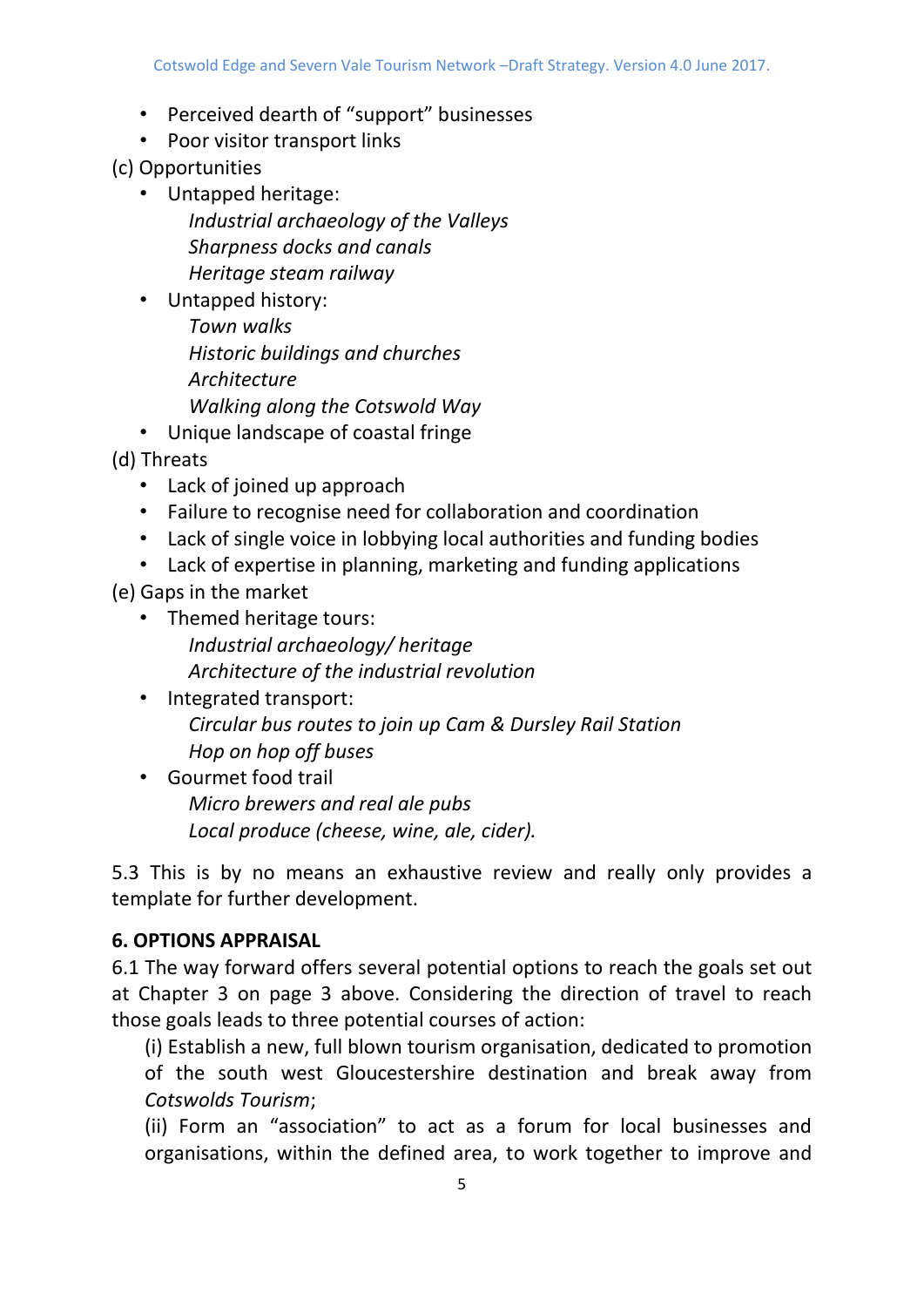- Perceived dearth of "support" businesses
- Poor visitor transport links

(c) Opportunities

- Untapped heritage:
  - *Industrial archaeology of the Valleys*
  - *Sharpness docks and canals*
  - *Heritage steam railway*
- Untapped history:
  - *Town walks*
  - *Historic buildings and churches*
  - *Architecture*
  - *Walking along the Cotswold Way*
- Unique landscape of coastal fringe

(d) Threats

- Lack of joined up approach
- Failure to recognise need for collaboration and coordination
- Lack of single voice in lobbying local authorities and funding bodies
- Lack of expertise in planning, marketing and funding applications

(e) Gaps in the market

- Themed heritage tours:
  - *Industrial archaeology/ heritage*
  - *Architecture of the industrial revolution*
- Integrated transport:
  - *Circular bus routes to join up Cam & Dursley Rail Station*
  - *Hop on hop off buses*
- Gourmet food trail
  - *Micro brewers and real ale pubs*
  - *Local produce (cheese, wine, ale, cider).*

5.3 This is by no means an exhaustive review and really only provides a template for further development.

**6. OPTIONS APPRAISAL**

6.1 The way forward offers several potential options to reach the goals set out at Chapter 3 on page 3 above. Considering the direction of travel to reach those goals leads to three potential courses of action:

(i) Establish a new, full blown tourism organisation, dedicated to promotion of the south west Gloucestershire destination and break away from *Cotswolds Tourism*;

(ii) Form an "association" to act as a forum for local businesses and organisations, within the defined area, to work together to improve and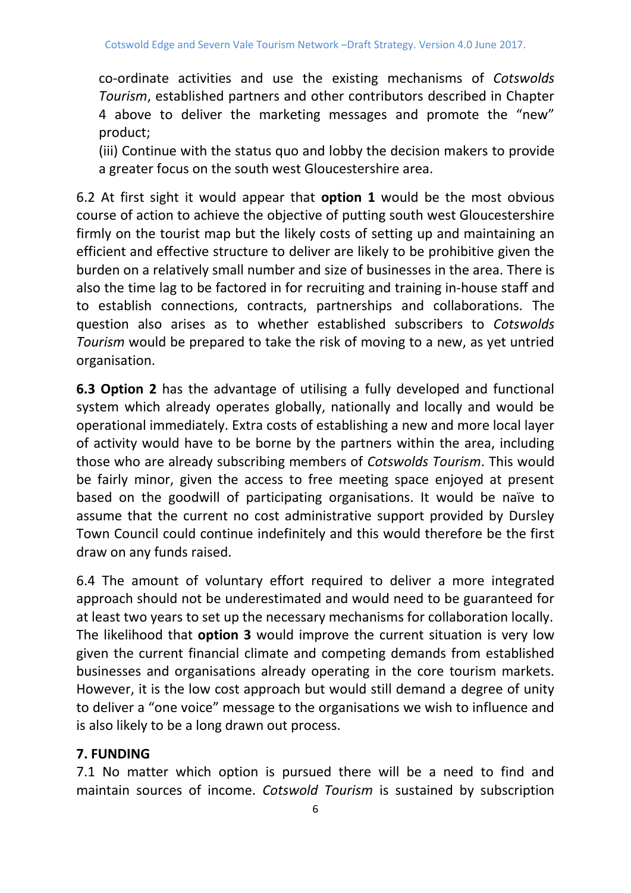co-ordinate activities and use the existing mechanisms of *Cotswolds Tourism*, established partners and other contributors described in Chapter 4 above to deliver the marketing messages and promote the "new" product;

(iii) Continue with the status quo and lobby the decision makers to provide a greater focus on the south west Gloucestershire area.

6.2 At first sight it would appear that **option 1** would be the most obvious course of action to achieve the objective of putting south west Gloucestershire firmly on the tourist map but the likely costs of setting up and maintaining an efficient and effective structure to deliver are likely to be prohibitive given the burden on a relatively small number and size of businesses in the area. There is also the time lag to be factored in for recruiting and training in-house staff and to establish connections, contracts, partnerships and collaborations. The question also arises as to whether established subscribers to *Cotswolds Tourism* would be prepared to take the risk of moving to a new, as yet untried organisation.

**6.3 Option 2** has the advantage of utilising a fully developed and functional system which already operates globally, nationally and locally and would be operational immediately. Extra costs of establishing a new and more local layer of activity would have to be borne by the partners within the area, including those who are already subscribing members of *Cotswolds Tourism*. This would be fairly minor, given the access to free meeting space enjoyed at present based on the goodwill of participating organisations. It would be naïve to assume that the current no cost administrative support provided by Dursley Town Council could continue indefinitely and this would therefore be the first draw on any funds raised.

6.4 The amount of voluntary effort required to deliver a more integrated approach should not be underestimated and would need to be guaranteed for at least two years to set up the necessary mechanisms for collaboration locally. The likelihood that **option 3** would improve the current situation is very low given the current financial climate and competing demands from established businesses and organisations already operating in the core tourism markets. However, it is the low cost approach but would still demand a degree of unity to deliver a "one voice" message to the organisations we wish to influence and is also likely to be a long drawn out process.

## 7. FUNDING

7.1 No matter which option is pursued there will be a need to find and maintain sources of income. *Cotswold Tourism* is sustained by subscription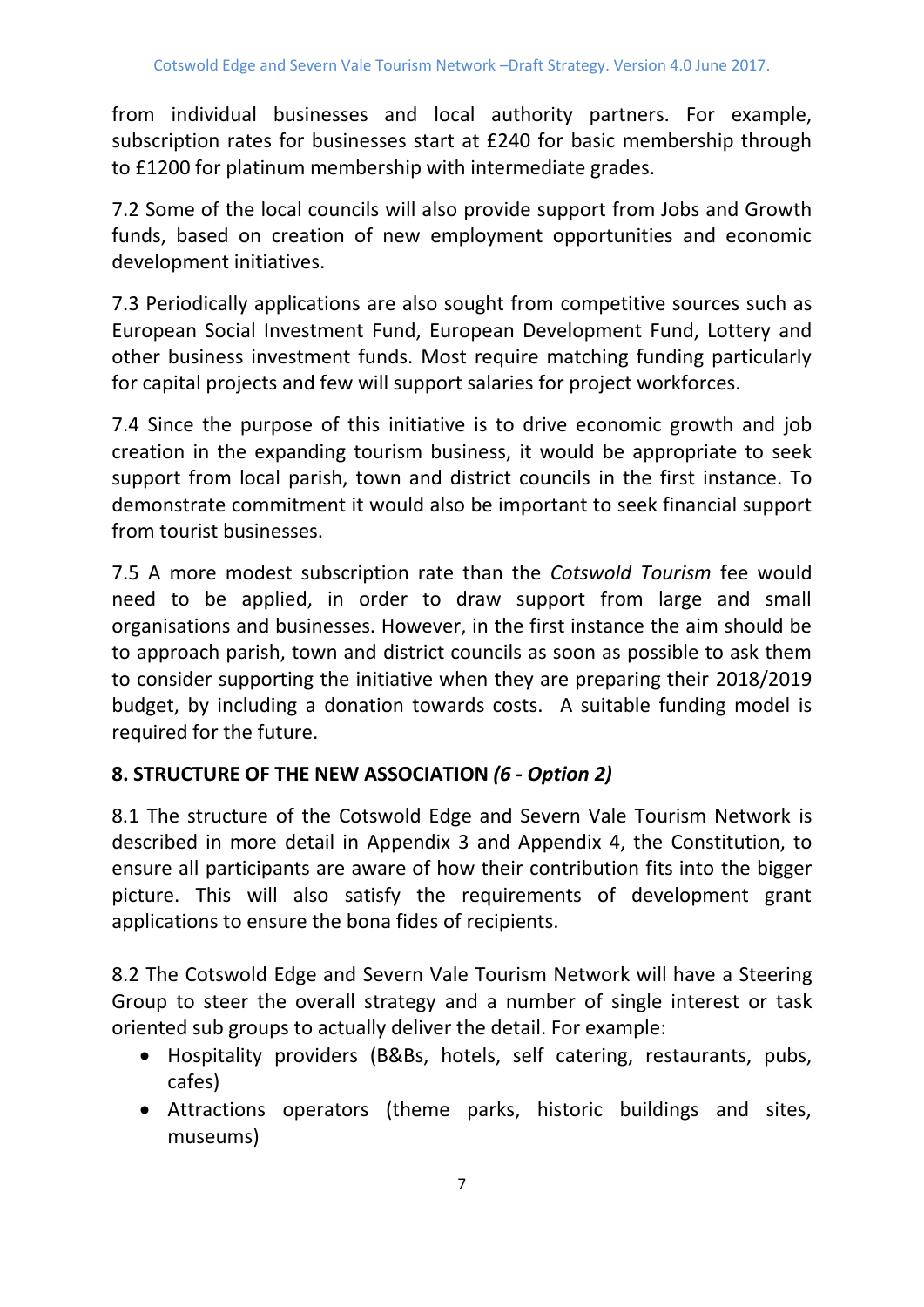from individual businesses and local authority partners. For example, subscription rates for businesses start at £240 for basic membership through to £1200 for platinum membership with intermediate grades.

7.2 Some of the local councils will also provide support from Jobs and Growth funds, based on creation of new employment opportunities and economic development initiatives.

7.3 Periodically applications are also sought from competitive sources such as European Social Investment Fund, European Development Fund, Lottery and other business investment funds. Most require matching funding particularly for capital projects and few will support salaries for project workforces.

7.4 Since the purpose of this initiative is to drive economic growth and job creation in the expanding tourism business, it would be appropriate to seek support from local parish, town and district councils in the first instance. To demonstrate commitment it would also be important to seek financial support from tourist businesses.

7.5 A more modest subscription rate than the *Cotswold Tourism* fee would need to be applied, in order to draw support from large and small organisations and businesses. However, in the first instance the aim should be to approach parish, town and district councils as soon as possible to ask them to consider supporting the initiative when they are preparing their 2018/2019 budget, by including a donation towards costs. A suitable funding model is required for the future.

## 8. STRUCTURE OF THE NEW ASSOCIATION *(6 - Option 2)*

8.1 The structure of the Cotswold Edge and Severn Vale Tourism Network is described in more detail in Appendix 3 and Appendix 4, the Constitution, to ensure all participants are aware of how their contribution fits into the bigger picture. This will also satisfy the requirements of development grant applications to ensure the bona fides of recipients.

8.2 The Cotswold Edge and Severn Vale Tourism Network will have a Steering Group to steer the overall strategy and a number of single interest or task oriented sub groups to actually deliver the detail. For example:

- Hospitality providers (B&Bs, hotels, self catering, restaurants, pubs, cafes)
- Attractions operators (theme parks, historic buildings and sites, museums)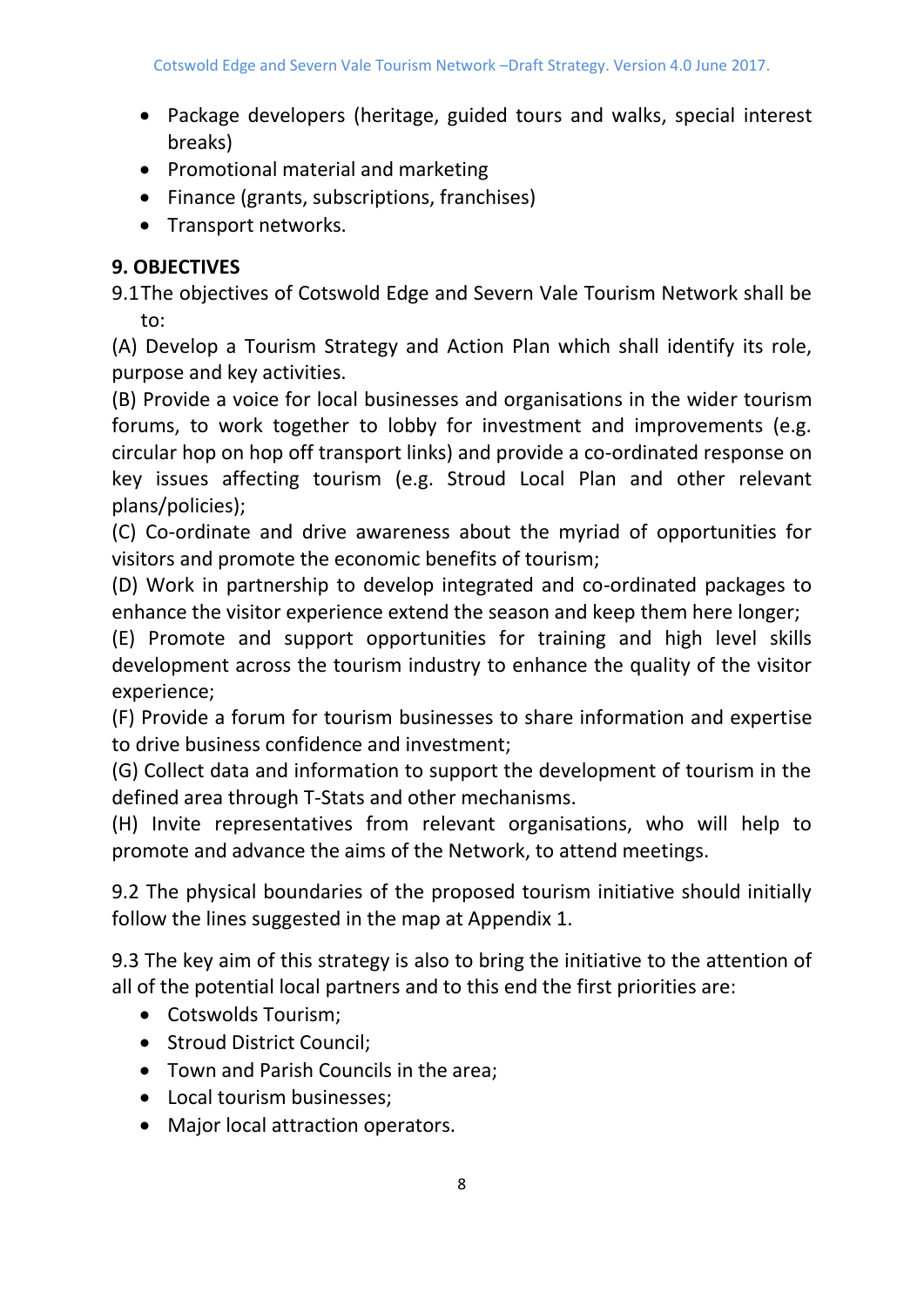- Package developers (heritage, guided tours and walks, special interest breaks)
- Promotional material and marketing
- Finance (grants, subscriptions, franchises)
- Transport networks.

## 9. OBJECTIVES

9.1 The objectives of Cotswold Edge and Severn Vale Tourism Network shall be to:

(A) Develop a Tourism Strategy and Action Plan which shall identify its role, purpose and key activities.

(B) Provide a voice for local businesses and organisations in the wider tourism forums, to work together to lobby for investment and improvements (e.g. circular hop on hop off transport links) and provide a co-ordinated response on key issues affecting tourism (e.g. Stroud Local Plan and other relevant plans/policies);

(C) Co-ordinate and drive awareness about the myriad of opportunities for visitors and promote the economic benefits of tourism;

(D) Work in partnership to develop integrated and co-ordinated packages to enhance the visitor experience extend the season and keep them here longer;

(E) Promote and support opportunities for training and high level skills development across the tourism industry to enhance the quality of the visitor experience;

(F) Provide a forum for tourism businesses to share information and expertise to drive business confidence and investment;

(G) Collect data and information to support the development of tourism in the defined area through T-Stats and other mechanisms.

(H) Invite representatives from relevant organisations, who will help to promote and advance the aims of the Network, to attend meetings.

9.2 The physical boundaries of the proposed tourism initiative should initially follow the lines suggested in the map at Appendix 1.

9.3 The key aim of this strategy is also to bring the initiative to the attention of all of the potential local partners and to this end the first priorities are:

- Cotswolds Tourism;
- Stroud District Council;
- Town and Parish Councils in the area;
- Local tourism businesses;
- Major local attraction operators.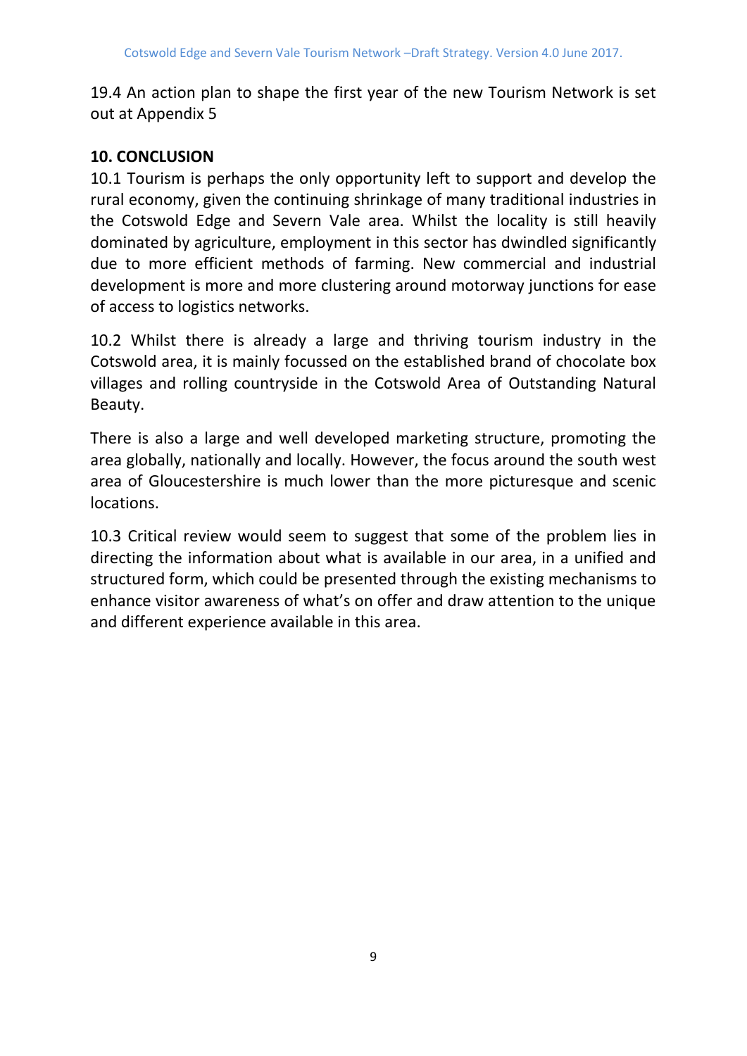19.4 An action plan to shape the first year of the new Tourism Network is set out at Appendix 5

## 10. CONCLUSION

10.1 Tourism is perhaps the only opportunity left to support and develop the rural economy, given the continuing shrinkage of many traditional industries in the Cotswold Edge and Severn Vale area. Whilst the locality is still heavily dominated by agriculture, employment in this sector has dwindled significantly due to more efficient methods of farming. New commercial and industrial development is more and more clustering around motorway junctions for ease of access to logistics networks.

10.2 Whilst there is already a large and thriving tourism industry in the Cotswold area, it is mainly focussed on the established brand of chocolate box villages and rolling countryside in the Cotswold Area of Outstanding Natural Beauty.

There is also a large and well developed marketing structure, promoting the area globally, nationally and locally. However, the focus around the south west area of Gloucestershire is much lower than the more picturesque and scenic locations.

10.3 Critical review would seem to suggest that some of the problem lies in directing the information about what is available in our area, in a unified and structured form, which could be presented through the existing mechanisms to enhance visitor awareness of what's on offer and draw attention to the unique and different experience available in this area.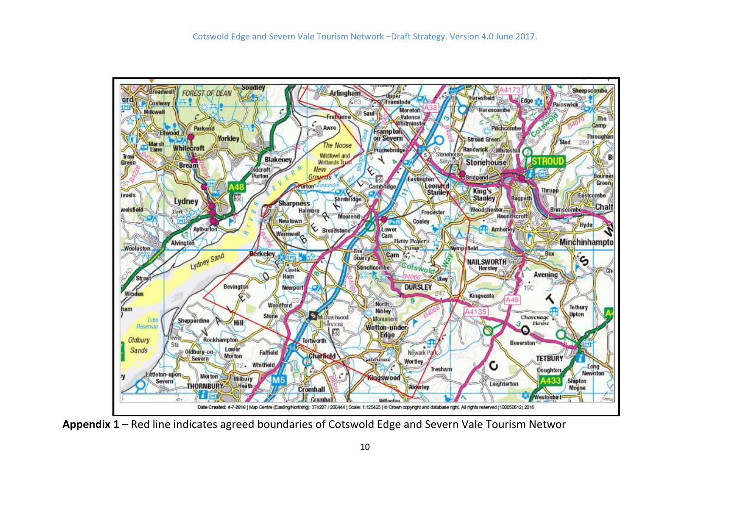**Appendix 1** – Red line indicates agreed boundaries of Cotswold Edge and Severn Vale Tourism Networ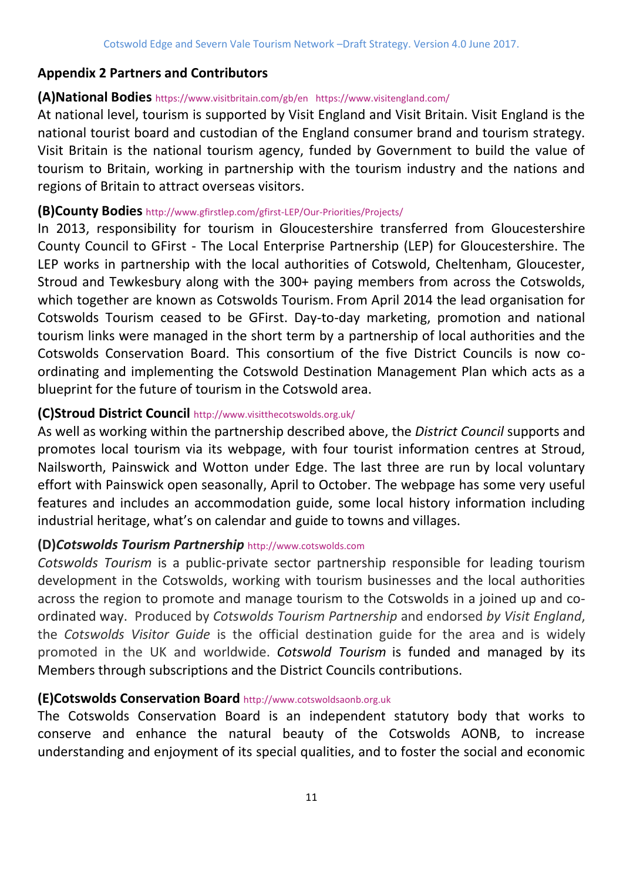## Appendix 2 Partners and Contributors

### (A)National Bodies https://www.visitbritain.com/gb/en https://www.visitengland.com/

At national level, tourism is supported by Visit England and Visit Britain. Visit England is the national tourist board and custodian of the England consumer brand and tourism strategy. Visit Britain is the national tourism agency, funded by Government to build the value of tourism to Britain, working in partnership with the tourism industry and the nations and regions of Britain to attract overseas visitors.

### (B)County Bodies http://www.gfirstlep.com/gfirst-LEP/Our-Priorities/Projects/

In 2013, responsibility for tourism in Gloucestershire transferred from Gloucestershire County Council to GFirst - The Local Enterprise Partnership (LEP) for Gloucestershire. The LEP works in partnership with the local authorities of Cotswold, Cheltenham, Gloucester, Stroud and Tewkesbury along with the 300+ paying members from across the Cotswolds, which together are known as Cotswolds Tourism. From April 2014 the lead organisation for Cotswolds Tourism ceased to be GFirst. Day-to-day marketing, promotion and national tourism links were managed in the short term by a partnership of local authorities and the Cotswolds Conservation Board. This consortium of the five District Councils is now co-ordinating and implementing the Cotswold Destination Management Plan which acts as a blueprint for the future of tourism in the Cotswold area.

### (C)Stroud District Council http://www.visitthecotswolds.org.uk/

As well as working within the partnership described above, the *District Council* supports and promotes local tourism via its webpage, with four tourist information centres at Stroud, Nailsworth, Painswick and Wotton under Edge. The last three are run by local voluntary effort with Painswick open seasonally, April to October. The webpage has some very useful features and includes an accommodation guide, some local history information including industrial heritage, what's on calendar and guide to towns and villages.

### (D)*Cotswolds Tourism Partnership* http://www.cotswolds.com

*Cotswolds Tourism* is a public-private sector partnership responsible for leading tourism development in the Cotswolds, working with tourism businesses and the local authorities across the region to promote and manage tourism to the Cotswolds in a joined up and co-ordinated way. Produced by *Cotswolds Tourism Partnership* and endorsed *by Visit England*, the *Cotswolds Visitor Guide* is the official destination guide for the area and is widely promoted in the UK and worldwide. ***Cotswold Tourism*** is funded and managed by its Members through subscriptions and the District Councils contributions.

### (E)Cotswolds Conservation Board http://www.cotswoldsaonb.org.uk

The Cotswolds Conservation Board is an independent statutory body that works to conserve and enhance the natural beauty of the Cotswolds AONB, to increase understanding and enjoyment of its special qualities, and to foster the social and economic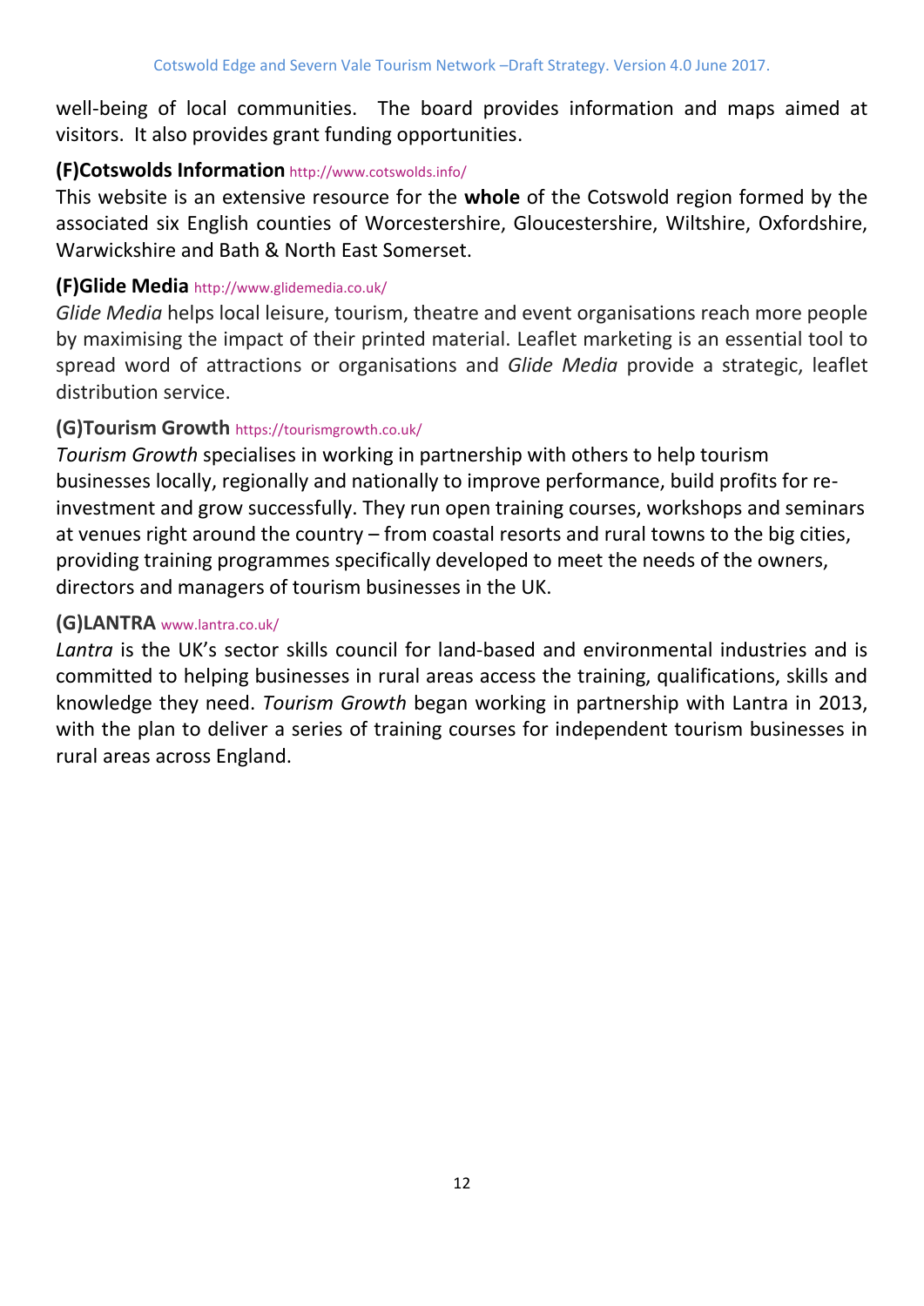well-being of local communities. The board provides information and maps aimed at visitors. It also provides grant funding opportunities.

### (F)Cotswolds Information http://www.cotswolds.info/

This website is an extensive resource for the **whole** of the Cotswold region formed by the associated six English counties of Worcestershire, Gloucestershire, Wiltshire, Oxfordshire, Warwickshire and Bath & North East Somerset.

### (F)Glide Media http://www.glidemedia.co.uk/

*Glide Media* helps local leisure, tourism, theatre and event organisations reach more people by maximising the impact of their printed material. Leaflet marketing is an essential tool to spread word of attractions or organisations and *Glide Media* provide a strategic, leaflet distribution service.

### (G)Tourism Growth https://tourismgrowth.co.uk/

*Tourism Growth* specialises in working in partnership with others to help tourism businesses locally, regionally and nationally to improve performance, build profits for re-investment and grow successfully. They run open training courses, workshops and seminars at venues right around the country – from coastal resorts and rural towns to the big cities, providing training programmes specifically developed to meet the needs of the owners, directors and managers of tourism businesses in the UK.

### (G)LANTRA www.lantra.co.uk/

*Lantra* is the UK's sector skills council for land-based and environmental industries and is committed to helping businesses in rural areas access the training, qualifications, skills and knowledge they need. *Tourism Growth* began working in partnership with Lantra in 2013, with the plan to deliver a series of training courses for independent tourism businesses in rural areas across England.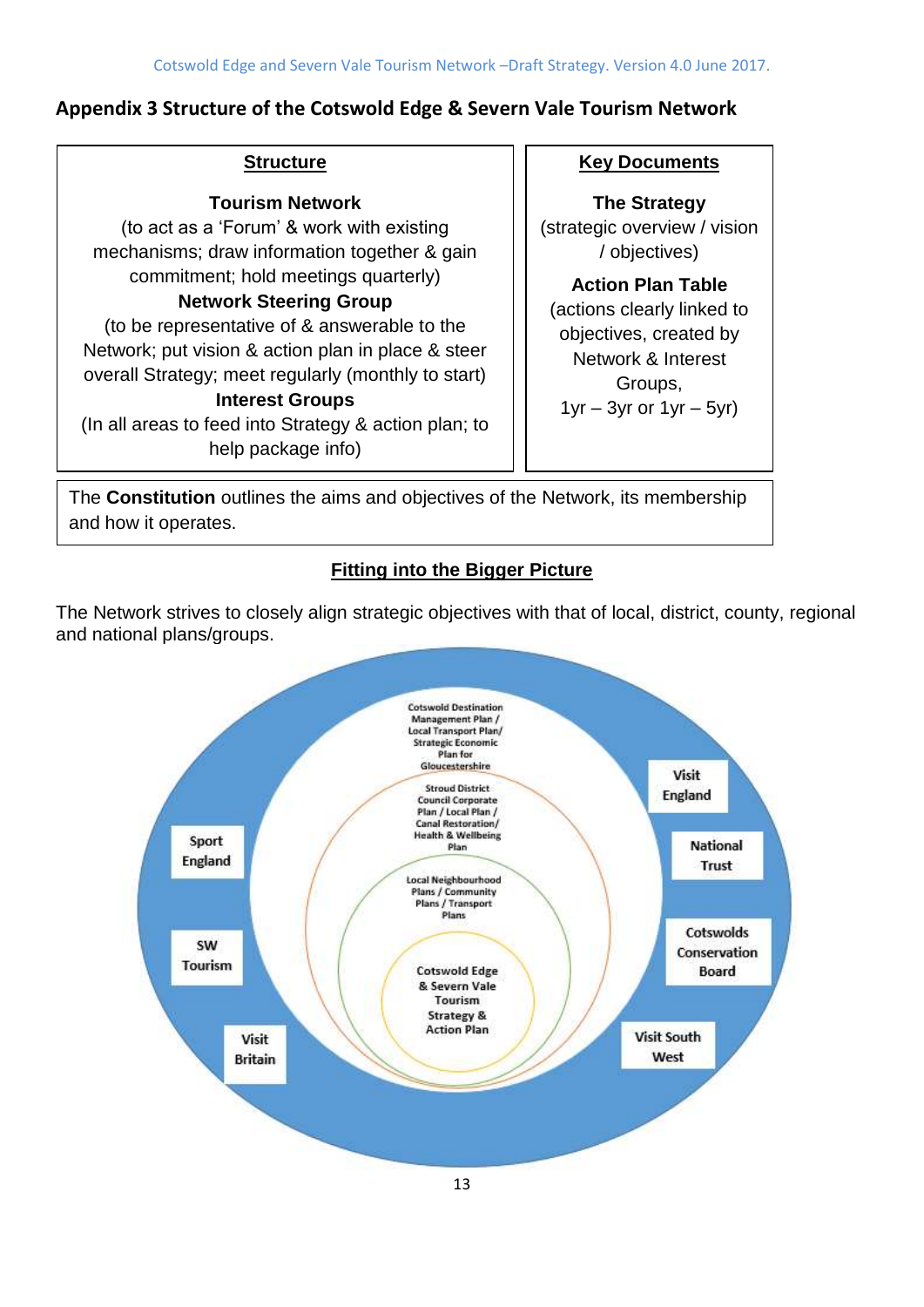## Appendix 3 Structure of the Cotswold Edge & Severn Vale Tourism Network

| Structure | Key Documents |
|---|---|
| **Tourism Network**<br>(to act as a 'Forum' & work with existing mechanisms; draw information together & gain commitment; hold meetings quarterly)<br>**Network Steering Group**<br>(to be representative of & answerable to the Network; put vision & action plan in place & steer overall Strategy; meet regularly (monthly to start)<br>**Interest Groups**<br>(In all areas to feed into Strategy & action plan; to help package info) | **The Strategy**<br>(strategic overview / vision / objectives)<br>**Action Plan Table**<br>(actions clearly linked to objectives, created by Network & Interest Groups,<br>1yr – 3yr or 1yr – 5yr) |

The **Constitution** outlines the aims and objectives of the Network, its membership and how it operates.

### Fitting into the Bigger Picture

The Network strives to closely align strategic objectives with that of local, district, county, regional and national plans/groups.

Cotswold Destination Management Plan / Local Transport Plan/ Strategic Economic Plan for Gloucestershire

Stroud District Council Corporate Plan / Local Plan / Canal Restoration/ Health & Wellbeing Plan

Local Neighbourhood Plans / Community Plans / Transport Plans

Cotswold Edge & Severn Vale Tourism Strategy & Action Plan

Visit England

National Trust

Cotswolds Conservation Board

Visit South West

Visit Britain

SW Tourism

Sport England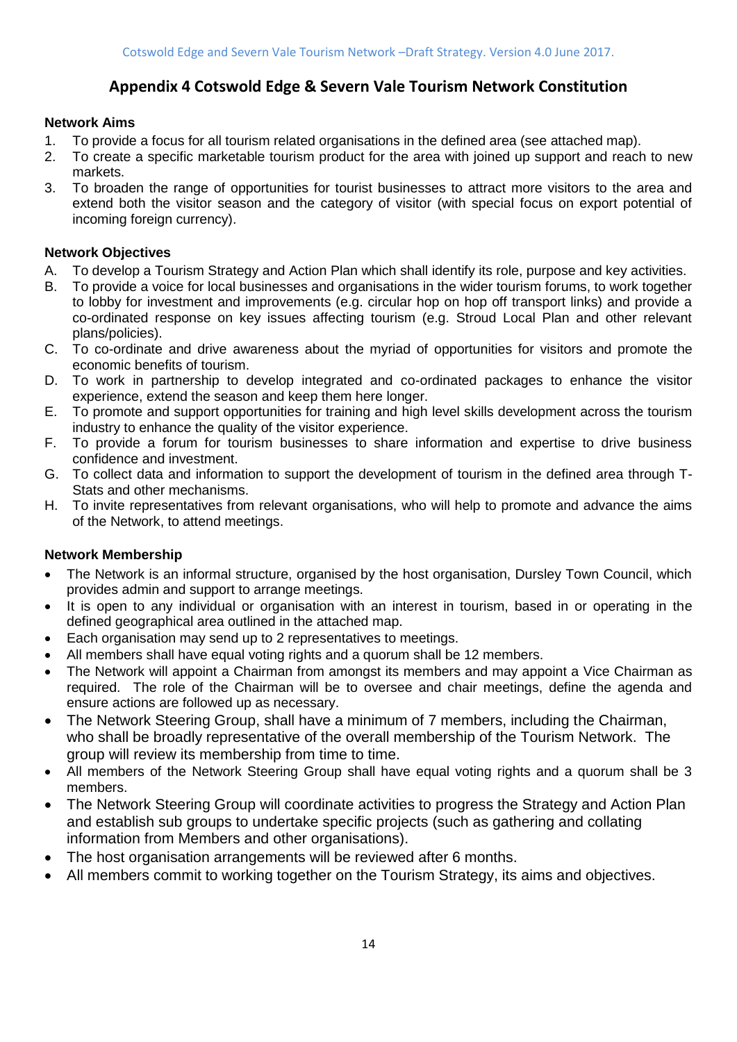# Appendix 4 Cotswold Edge & Severn Vale Tourism Network Constitution

**Network Aims**

1. To provide a focus for all tourism related organisations in the defined area (see attached map).
2. To create a specific marketable tourism product for the area with joined up support and reach to new markets.
3. To broaden the range of opportunities for tourist businesses to attract more visitors to the area and extend both the visitor season and the category of visitor (with special focus on export potential of incoming foreign currency).

**Network Objectives**

A. To develop a Tourism Strategy and Action Plan which shall identify its role, purpose and key activities.
B. To provide a voice for local businesses and organisations in the wider tourism forums, to work together to lobby for investment and improvements (e.g. circular hop on hop off transport links) and provide a co-ordinated response on key issues affecting tourism (e.g. Stroud Local Plan and other relevant plans/policies).
C. To co-ordinate and drive awareness about the myriad of opportunities for visitors and promote the economic benefits of tourism.
D. To work in partnership to develop integrated and co-ordinated packages to enhance the visitor experience, extend the season and keep them here longer.
E. To promote and support opportunities for training and high level skills development across the tourism industry to enhance the quality of the visitor experience.
F. To provide a forum for tourism businesses to share information and expertise to drive business confidence and investment.
G. To collect data and information to support the development of tourism in the defined area through T-Stats and other mechanisms.
H. To invite representatives from relevant organisations, who will help to promote and advance the aims of the Network, to attend meetings.

**Network Membership**

- The Network is an informal structure, organised by the host organisation, Dursley Town Council, which provides admin and support to arrange meetings.
- It is open to any individual or organisation with an interest in tourism, based in or operating in the defined geographical area outlined in the attached map.
- Each organisation may send up to 2 representatives to meetings.
- All members shall have equal voting rights and a quorum shall be 12 members.
- The Network will appoint a Chairman from amongst its members and may appoint a Vice Chairman as required. The role of the Chairman will be to oversee and chair meetings, define the agenda and ensure actions are followed up as necessary.
- The Network Steering Group, shall have a minimum of 7 members, including the Chairman, who shall be broadly representative of the overall membership of the Tourism Network. The group will review its membership from time to time.
- All members of the Network Steering Group shall have equal voting rights and a quorum shall be 3 members.
- The Network Steering Group will coordinate activities to progress the Strategy and Action Plan and establish sub groups to undertake specific projects (such as gathering and collating information from Members and other organisations).
- The host organisation arrangements will be reviewed after 6 months.
- All members commit to working together on the Tourism Strategy, its aims and objectives.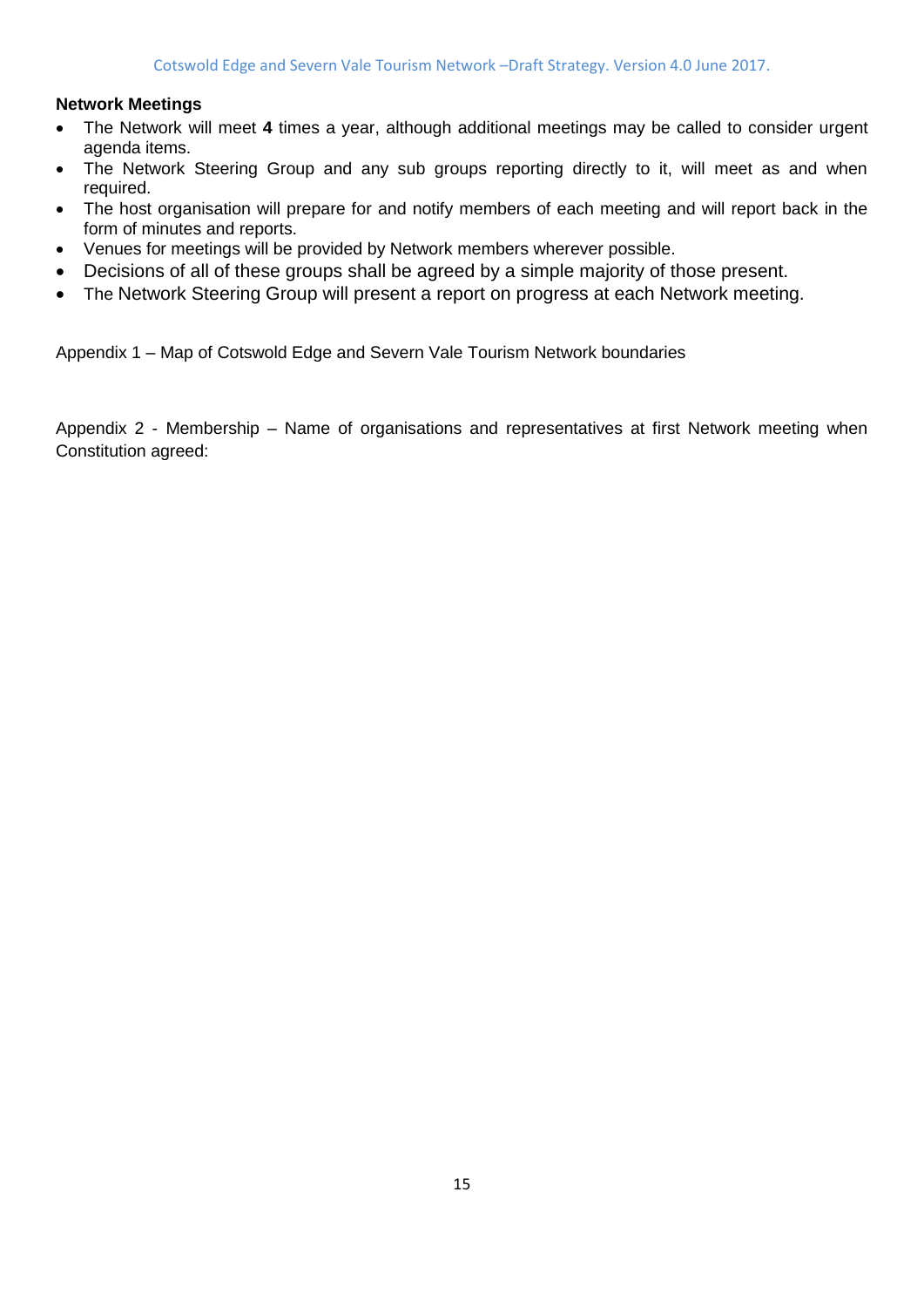**Network Meetings**

- The Network will meet **4** times a year, although additional meetings may be called to consider urgent agenda items.
- The Network Steering Group and any sub groups reporting directly to it, will meet as and when required.
- The host organisation will prepare for and notify members of each meeting and will report back in the form of minutes and reports.
- Venues for meetings will be provided by Network members wherever possible.
- Decisions of all of these groups shall be agreed by a simple majority of those present.
- The Network Steering Group will present a report on progress at each Network meeting.

Appendix 1 – Map of Cotswold Edge and Severn Vale Tourism Network boundaries

Appendix 2 - Membership – Name of organisations and representatives at first Network meeting when Constitution agreed: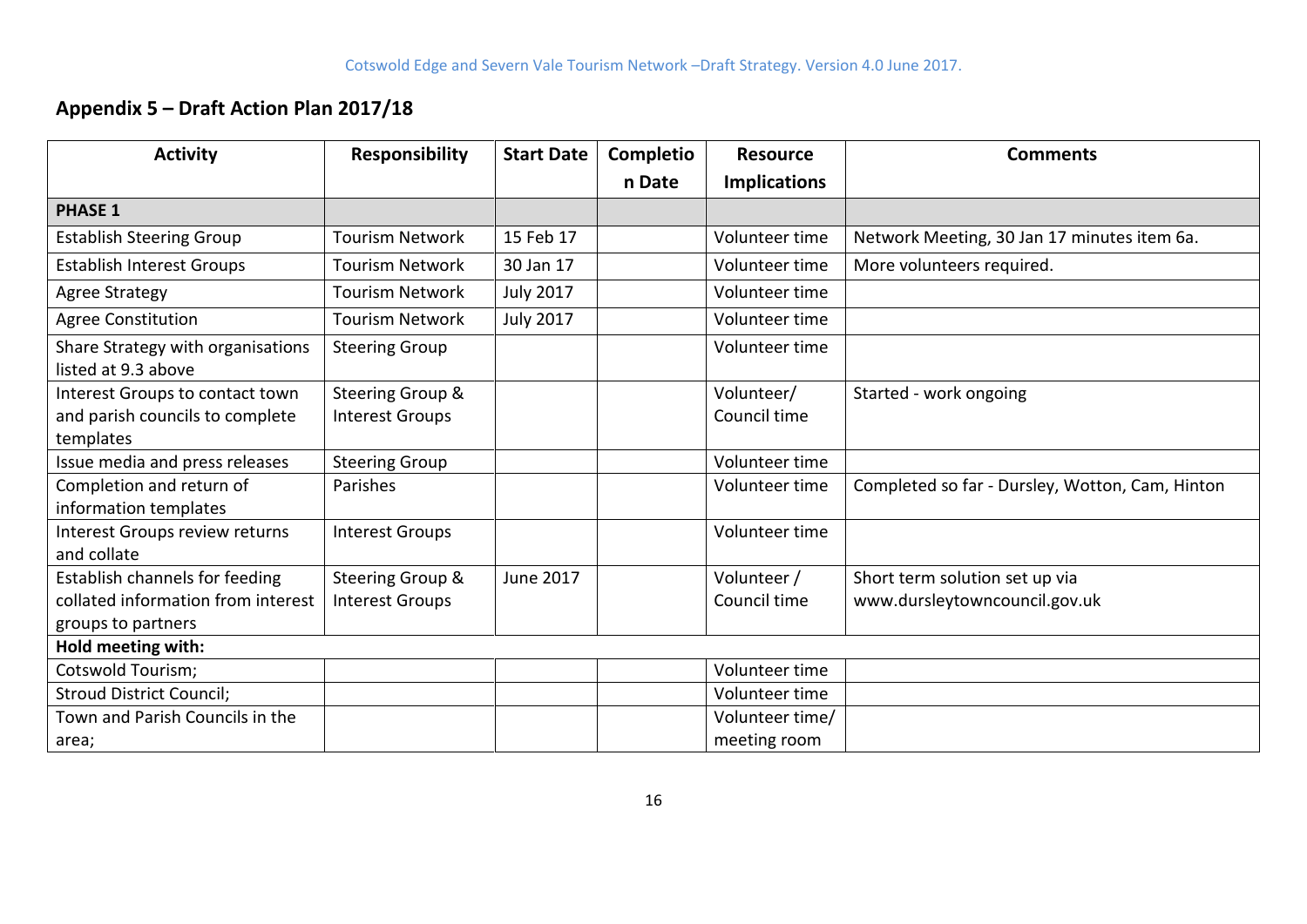## Appendix 5 – Draft Action Plan 2017/18

| Activity | Responsibility | Start Date | Completion Date | Resource Implications | Comments |
|---|---|---|---|---|---|
| **PHASE 1** | | | | | |
| Establish Steering Group | Tourism Network | 15 Feb 17 | | Volunteer time | Network Meeting, 30 Jan 17 minutes item 6a. |
| Establish Interest Groups | Tourism Network | 30 Jan 17 | | Volunteer time | More volunteers required. |
| Agree Strategy | Tourism Network | July 2017 | | Volunteer time | |
| Agree Constitution | Tourism Network | July 2017 | | Volunteer time | |
| Share Strategy with organisations listed at 9.3 above | Steering Group | | | Volunteer time | |
| Interest Groups to contact town and parish councils to complete templates | Steering Group & Interest Groups | | | Volunteer/ Council time | Started - work ongoing |
| Issue media and press releases | Steering Group | | | Volunteer time | |
| Completion and return of information templates | Parishes | | | Volunteer time | Completed so far - Dursley, Wotton, Cam, Hinton |
| Interest Groups review returns and collate | Interest Groups | | | Volunteer time | |
| Establish channels for feeding collated information from interest groups to partners | Steering Group & Interest Groups | June 2017 | | Volunteer / Council time | Short term solution set up via www.dursleytowncouncil.gov.uk |
| **Hold meeting with:** | | | | | |
| Cotswold Tourism; | | | | Volunteer time | |
| Stroud District Council; | | | | Volunteer time | |
| Town and Parish Councils in the area; | | | | Volunteer time/ meeting room | |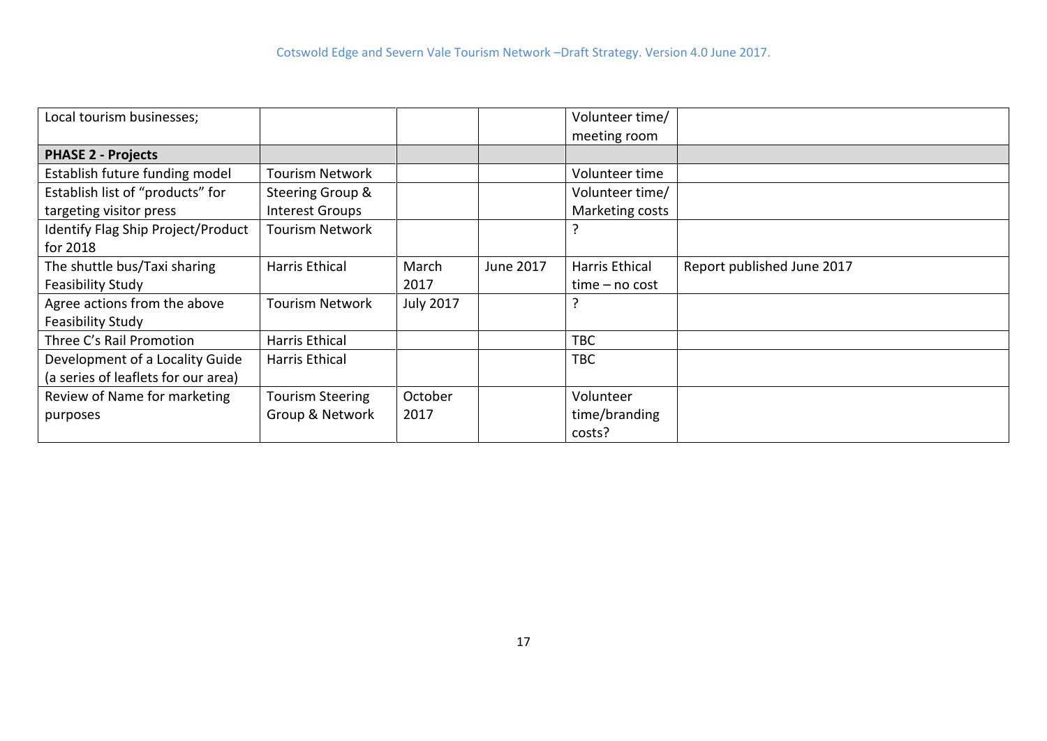| | | | | | |
|---|---|---|---|---|---|
| Local tourism businesses; | | | | Volunteer time/ meeting room | |
| **PHASE 2 - Projects** | | | | | |
| Establish future funding model | Tourism Network | | | Volunteer time | |
| Establish list of "products" for targeting visitor press | Steering Group & Interest Groups | | | Volunteer time/ Marketing costs | |
| Identify Flag Ship Project/Product for 2018 | Tourism Network | | | ? | |
| The shuttle bus/Taxi sharing Feasibility Study | Harris Ethical | March 2017 | June 2017 | Harris Ethical time – no cost | Report published June 2017 |
| Agree actions from the above Feasibility Study | Tourism Network | July 2017 | | ? | |
| Three C's Rail Promotion | Harris Ethical | | | TBC | |
| Development of a Locality Guide (a series of leaflets for our area) | Harris Ethical | | | TBC | |
| Review of Name for marketing purposes | Tourism Steering Group & Network | October 2017 | | Volunteer time/branding costs? | |